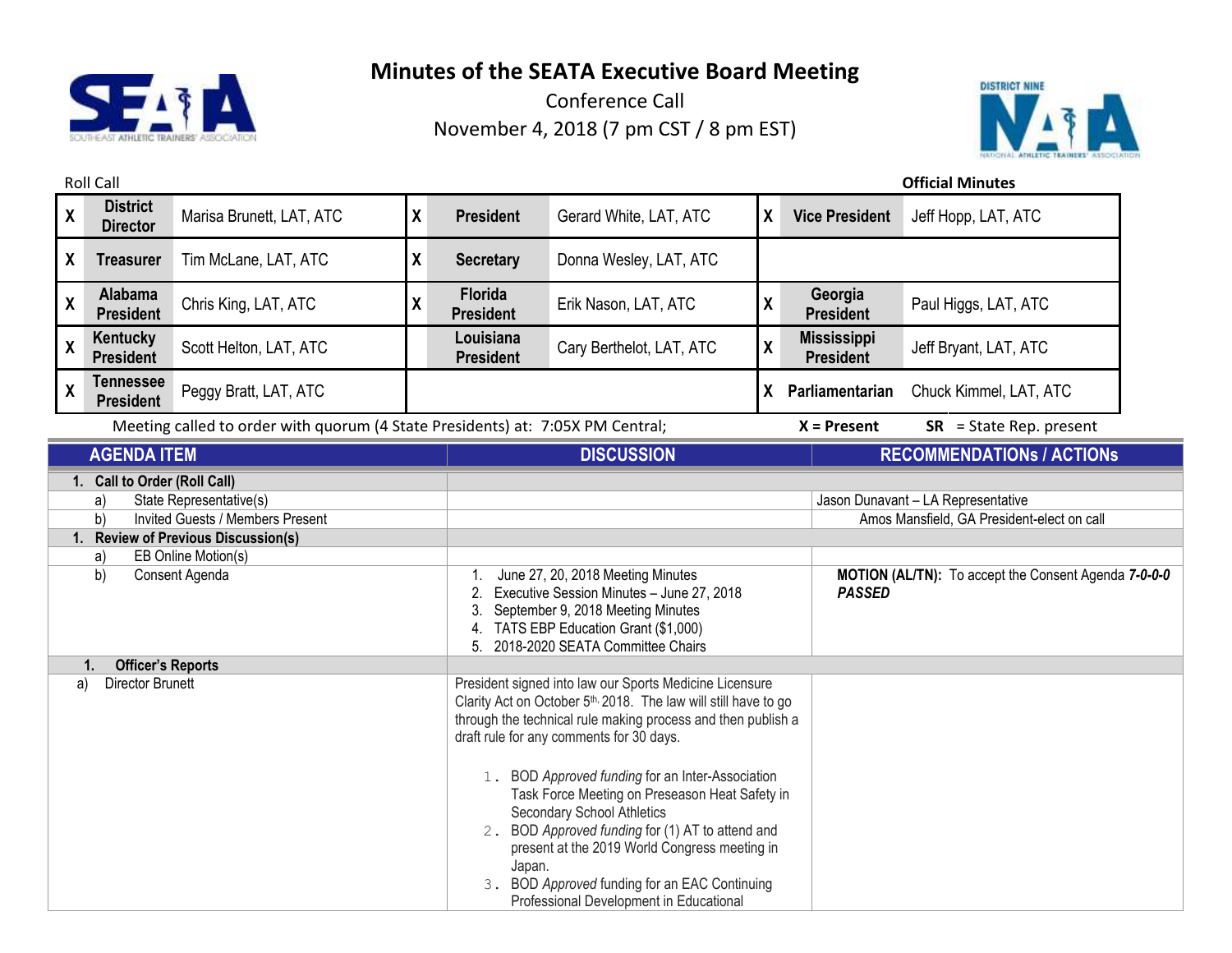# Minutes of the SEATA Executive Board Meeting

Conference Call

November 4, 2018 (7 pm CST / 8 pm EST)

Roll Call

**Official Minutes**

| | | | | | | | | |
|---|---|---|---|---|---|---|---|---|
| X | **District Director** | Marisa Brunett, LAT, ATC | X | **President** | Gerard White, LAT, ATC | X | **Vice President** | Jeff Hopp, LAT, ATC |
| X | **Treasurer** | Tim McLane, LAT, ATC | X | **Secretary** | Donna Wesley, LAT, ATC | | | |
| X | **Alabama President** | Chris King, LAT, ATC | X | **Florida President** | Erik Nason, LAT, ATC | X | **Georgia President** | Paul Higgs, LAT, ATC |
| X | **Kentucky President** | Scott Helton, LAT, ATC | | **Louisiana President** | Cary Berthelot, LAT, ATC | X | **Mississippi President** | Jeff Bryant, LAT, ATC |
| X | **Tennessee President** | Peggy Bratt, LAT, ATC | | | | X | **Parliamentarian** | Chuck Kimmel, LAT, ATC |

Meeting called to order with quorum (4 State Presidents) at: 7:05X PM Central; **X = Present** **SR** = State Rep. present

| AGENDA ITEM | DISCUSSION | RECOMMENDATIONs / ACTIONs |
|---|---|---|
| **1. Call to Order (Roll Call)** | | |
| a) State Representative(s) | | Jason Dunavant – LA Representative |
| b) Invited Guests / Members Present | | Amos Mansfield, GA President-elect on call |
| **1. Review of Previous Discussion(s)** | | |
| a) EB Online Motion(s) | | |
| b) Consent Agenda | 1. June 27, 20, 2018 Meeting Minutes<br>2. Executive Session Minutes – June 27, 2018<br>3. September 9, 2018 Meeting Minutes<br>4. TATS EBP Education Grant ($1,000)<br>5. 2018-2020 SEATA Committee Chairs | **MOTION (AL/TN):** To accept the Consent Agenda ***7-0-0-0 PASSED*** |
| **1. Officer's Reports** | | |
| a) Director Brunett | President signed into law our Sports Medicine Licensure Clarity Act on October 5th, 2018. The law will still have to go through the technical rule making process and then publish a draft rule for any comments for 30 days.<br><br>1. BOD *Approved funding* for an Inter-Association Task Force Meeting on Preseason Heat Safety in Secondary School Athletics<br>2. BOD *Approved funding* for (1) AT to attend and present at the 2019 World Congress meeting in Japan.<br>3. BOD *Approved* funding for an EAC Continuing Professional Development in Educational | |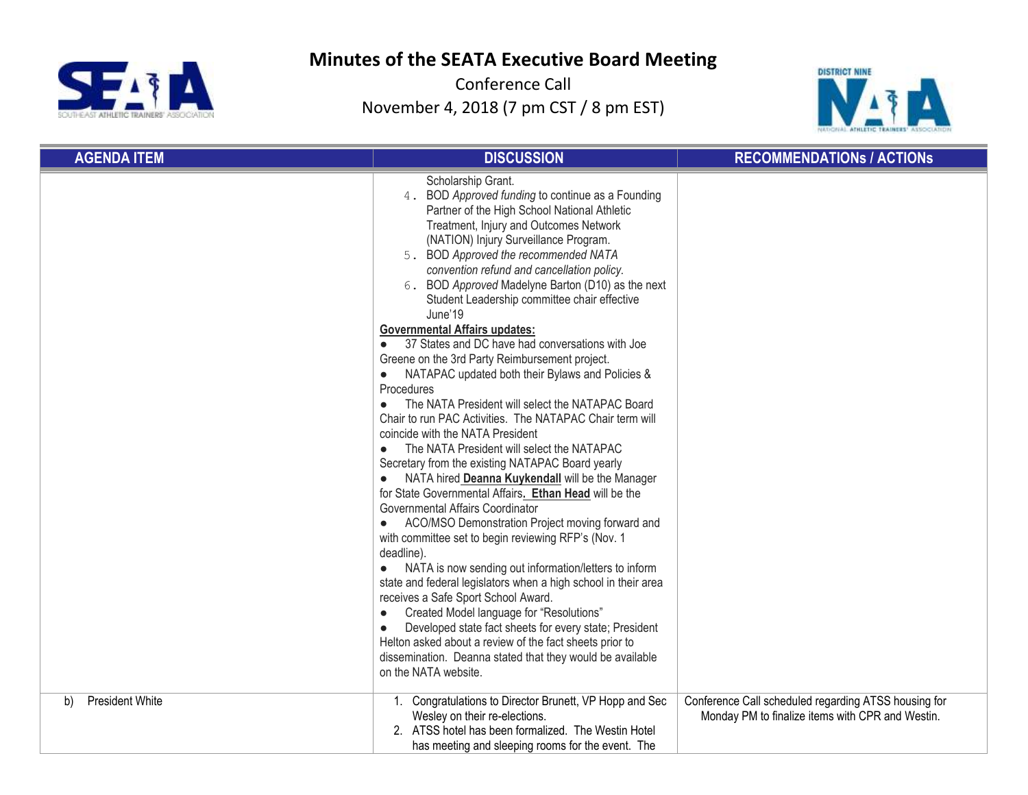# Minutes of the SEATA Executive Board Meeting

Conference Call

November 4, 2018 (7 pm CST / 8 pm EST)

| AGENDA ITEM | DISCUSSION | RECOMMENDATIONs / ACTIONs |
|---|---|---|
| | Scholarship Grant.<br>4. BOD *Approved funding* to continue as a Founding Partner of the High School National Athletic Treatment, Injury and Outcomes Network (NATION) Injury Surveillance Program.<br>5. BOD *Approved the recommended NATA convention refund and cancellation policy.*<br>6. BOD *Approved* Madelyne Barton (D10) as the next Student Leadership committee chair effective June'19<br>**Governmental Affairs updates:**<br>● 37 States and DC have had conversations with Joe Greene on the 3rd Party Reimbursement project.<br>● NATAPAC updated both their Bylaws and Policies & Procedures<br>● The NATA President will select the NATAPAC Board Chair to run PAC Activities. The NATAPAC Chair term will coincide with the NATA President<br>● The NATA President will select the NATAPAC Secretary from the existing NATAPAC Board yearly<br>● NATA hired **Deanna Kuykendall** will be the Manager for State Governmental Affairs**. Ethan Head** will be the Governmental Affairs Coordinator<br>● ACO/MSO Demonstration Project moving forward and with committee set to begin reviewing RFP's (Nov. 1 deadline).<br>● NATA is now sending out information/letters to inform state and federal legislators when a high school in their area receives a Safe Sport School Award.<br>● Created Model language for "Resolutions"<br>● Developed state fact sheets for every state; President Helton asked about a review of the fact sheets prior to dissemination. Deanna stated that they would be available on the NATA website. | |
| b) President White | 1. Congratulations to Director Brunett, VP Hopp and Sec Wesley on their re-elections.<br>2. ATSS hotel has been formalized. The Westin Hotel has meeting and sleeping rooms for the event. The | Conference Call scheduled regarding ATSS housing for Monday PM to finalize items with CPR and Westin. |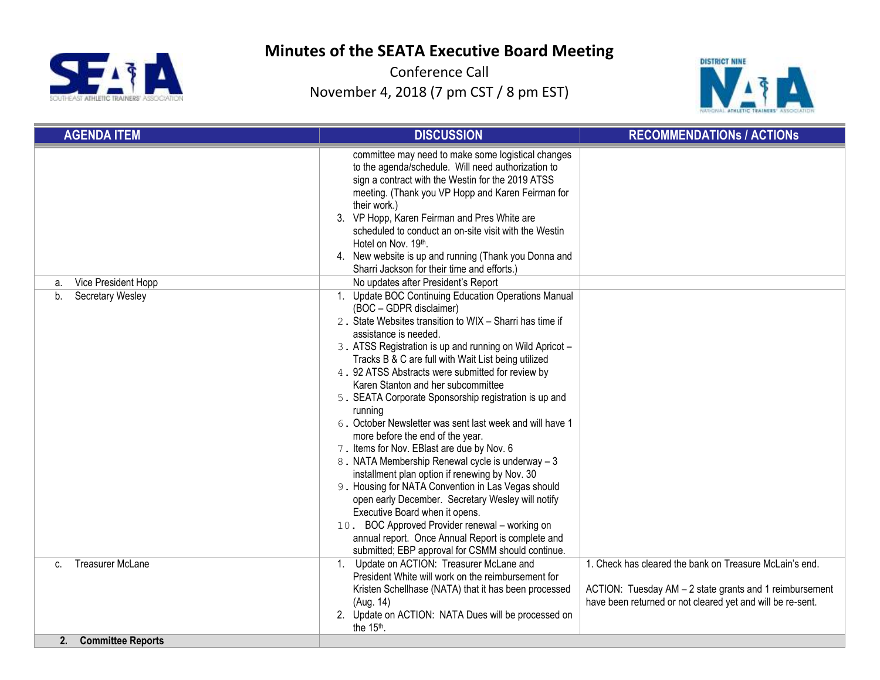# Minutes of the SEATA Executive Board Meeting

Conference Call

November 4, 2018 (7 pm CST / 8 pm EST)

| AGENDA ITEM | DISCUSSION | RECOMMENDATIONs / ACTIONs |
|---|---|---|
| | committee may need to make some logistical changes to the agenda/schedule. Will need authorization to sign a contract with the Westin for the 2019 ATSS meeting. (Thank you VP Hopp and Karen Feirman for their work.)<br>3. VP Hopp, Karen Feirman and Pres White are scheduled to conduct an on-site visit with the Westin Hotel on Nov. 19th.<br>4. New website is up and running (Thank you Donna and Sharri Jackson for their time and efforts.) | |
| a. Vice President Hopp | No updates after President's Report | |
| b. Secretary Wesley | 1. Update BOC Continuing Education Operations Manual (BOC – GDPR disclaimer)<br>2. State Websites transition to WIX – Sharri has time if assistance is needed.<br>3. ATSS Registration is up and running on Wild Apricot – Tracks B & C are full with Wait List being utilized<br>4. 92 ATSS Abstracts were submitted for review by Karen Stanton and her subcommittee<br>5. SEATA Corporate Sponsorship registration is up and running<br>6. October Newsletter was sent last week and will have 1 more before the end of the year.<br>7. Items for Nov. EBlast are due by Nov. 6<br>8. NATA Membership Renewal cycle is underway – 3 installment plan option if renewing by Nov. 30<br>9. Housing for NATA Convention in Las Vegas should open early December. Secretary Wesley will notify Executive Board when it opens.<br>10. BOC Approved Provider renewal – working on annual report. Once Annual Report is complete and submitted; EBP approval for CSMM should continue. | |
| c. Treasurer McLane | 1. Update on ACTION: Treasurer McLane and President White will work on the reimbursement for Kristen Schellhase (NATA) that it has been processed (Aug. 14)<br>2. Update on ACTION: NATA Dues will be processed on the 15th. | 1. Check has cleared the bank on Treasure McLain's end.<br><br>ACTION: Tuesday AM – 2 state grants and 1 reimbursement have been returned or not cleared yet and will be re-sent. |
| **2. Committee Reports** | | |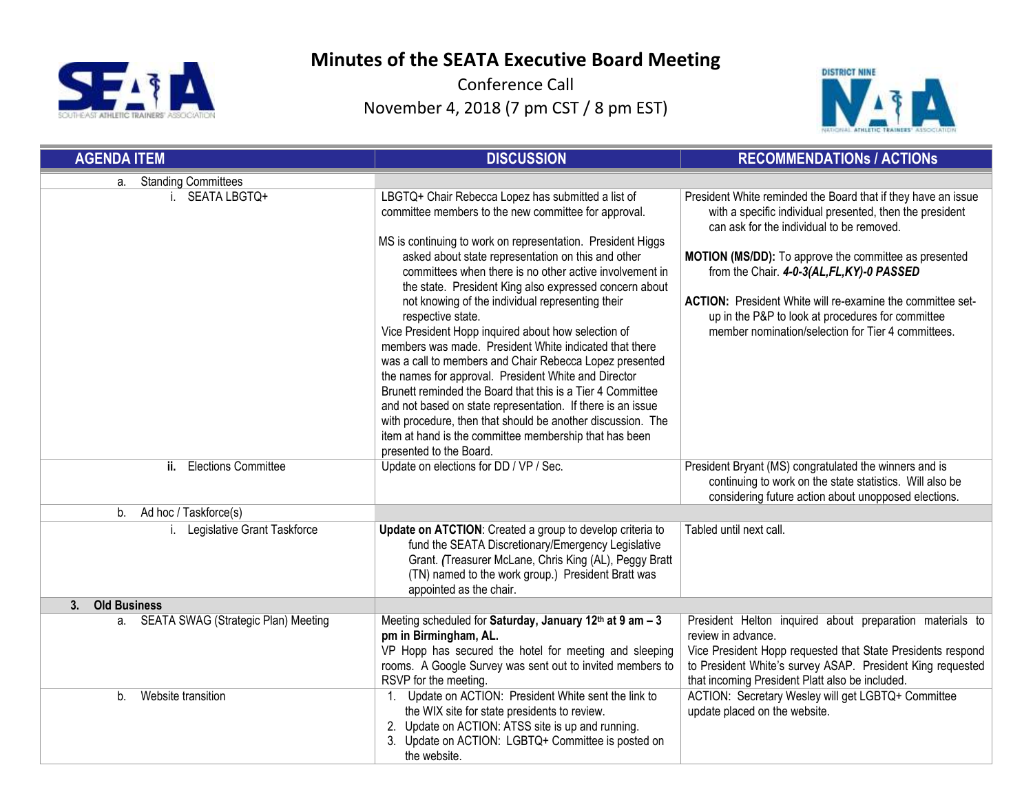# Minutes of the SEATA Executive Board Meeting

Conference Call

November 4, 2018 (7 pm CST / 8 pm EST)

| AGENDA ITEM | DISCUSSION | RECOMMENDATIONs / ACTIONs |
|---|---|---|
| a. Standing Committees | | |
| i. SEATA LBGTQ+ | LBGTQ+ Chair Rebecca Lopez has submitted a list of committee members to the new committee for approval.<br><br>MS is continuing to work on representation. President Higgs asked about state representation on this and other committees when there is no other active involvement in the state. President King also expressed concern about not knowing of the individual representing their respective state.<br>Vice President Hopp inquired about how selection of members was made. President White indicated that there was a call to members and Chair Rebecca Lopez presented the names for approval. President White and Director Brunett reminded the Board that this is a Tier 4 Committee and not based on state representation. If there is an issue with procedure, then that should be another discussion. The item at hand is the committee membership that has been presented to the Board. | President White reminded the Board that if they have an issue with a specific individual presented, then the president can ask for the individual to be removed.<br><br>**MOTION (MS/DD):** To approve the committee as presented from the Chair. ***4-0-3(AL,FL,KY)-0 PASSED***<br><br>**ACTION:** President White will re-examine the committee set-up in the P&P to look at procedures for committee member nomination/selection for Tier 4 committees. |
| **ii.** Elections Committee | Update on elections for DD / VP / Sec. | President Bryant (MS) congratulated the winners and is continuing to work on the state statistics. Will also be considering future action about unopposed elections. |
| b. Ad hoc / Taskforce(s) | | |
| i. Legislative Grant Taskforce | **Update on ATCTION**: Created a group to develop criteria to fund the SEATA Discretionary/Emergency Legislative Grant. *(*Treasurer McLane, Chris King (AL), Peggy Bratt (TN) named to the work group.) President Bratt was appointed as the chair. | Tabled until next call. |
| **3. Old Business** | | |
| a. SEATA SWAG (Strategic Plan) Meeting | Meeting scheduled for **Saturday, January 12th at 9 am – 3 pm in Birmingham, AL.**<br>VP Hopp has secured the hotel for meeting and sleeping rooms. A Google Survey was sent out to invited members to RSVP for the meeting. | President Helton inquired about preparation materials to review in advance.<br>Vice President Hopp requested that State Presidents respond to President White's survey ASAP. President King requested that incoming President Platt also be included. |
| b. Website transition | 1. Update on ACTION: President White sent the link to the WIX site for state presidents to review.<br>2. Update on ACTION: ATSS site is up and running.<br>3. Update on ACTION: LGBTQ+ Committee is posted on the website. | ACTION: Secretary Wesley will get LGBTQ+ Committee update placed on the website. |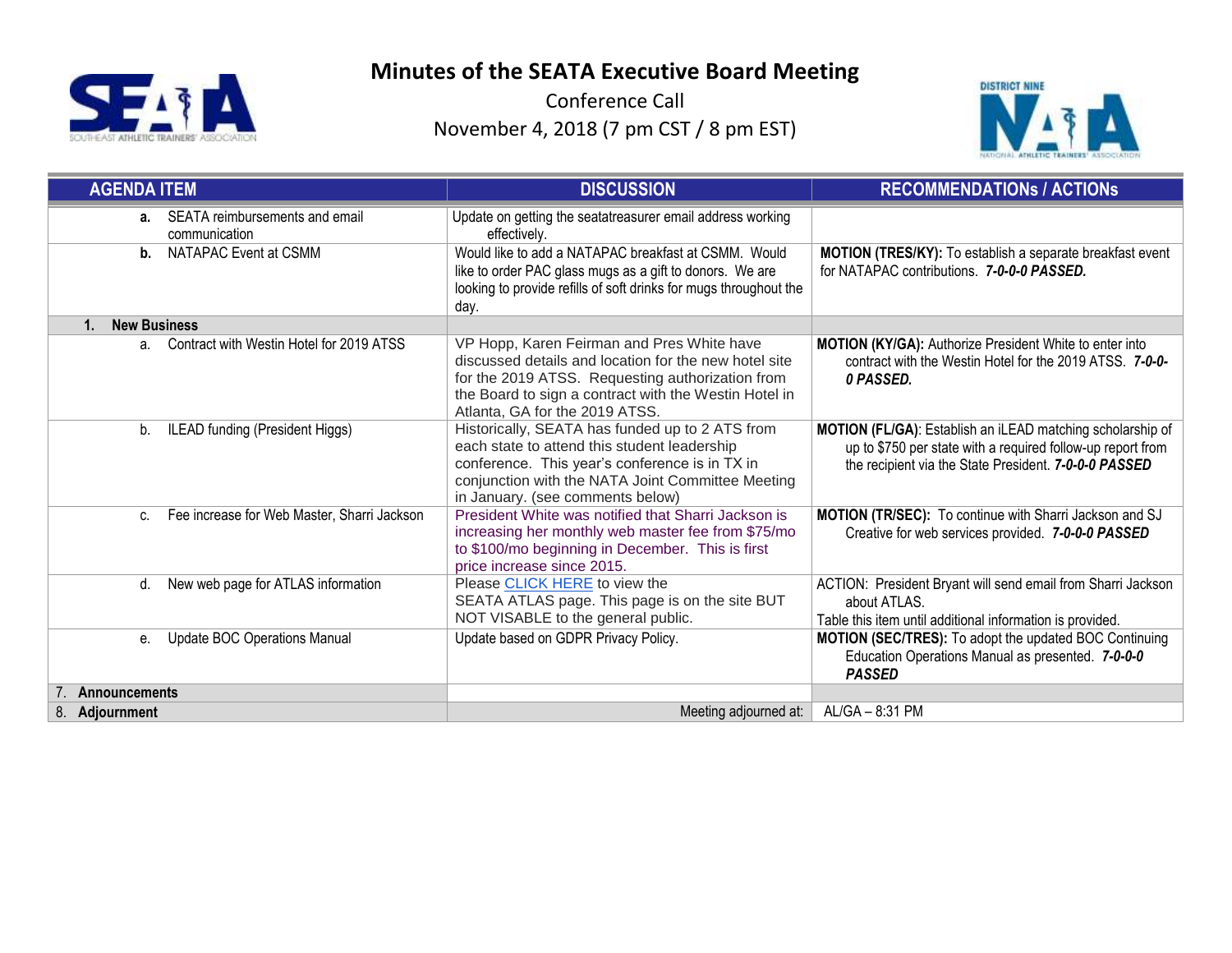# Minutes of the SEATA Executive Board Meeting

Conference Call

November 4, 2018 (7 pm CST / 8 pm EST)

| AGENDA ITEM | DISCUSSION | RECOMMENDATIONs / ACTIONs |
|---|---|---|
| **a.** SEATA reimbursements and email communication | Update on getting the seatatreasurer email address working effectively. | |
| **b.** NATAPAC Event at CSMM | Would like to add a NATAPAC breakfast at CSMM. Would like to order PAC glass mugs as a gift to donors. We are looking to provide refills of soft drinks for mugs throughout the day. | **MOTION (TRES/KY):** To establish a separate breakfast event for NATAPAC contributions. ***7-0-0-0 PASSED.*** |
| **1. New Business** | | |
| a. Contract with Westin Hotel for 2019 ATSS | VP Hopp, Karen Feirman and Pres White have discussed details and location for the new hotel site for the 2019 ATSS. Requesting authorization from the Board to sign a contract with the Westin Hotel in Atlanta, GA for the 2019 ATSS. | **MOTION (KY/GA):** Authorize President White to enter into contract with the Westin Hotel for the 2019 ATSS. ***7-0-0-0 PASSED.*** |
| b. ILEAD funding (President Higgs) | Historically, SEATA has funded up to 2 ATS from each state to attend this student leadership conference. This year's conference is in TX in conjunction with the NATA Joint Committee Meeting in January. (see comments below) | **MOTION (FL/GA)**: Establish an iLEAD matching scholarship of up to $750 per state with a required follow-up report from the recipient via the State President. ***7-0-0-0 PASSED*** |
| c. Fee increase for Web Master, Sharri Jackson | President White was notified that Sharri Jackson is increasing her monthly web master fee from $75/mo to $100/mo beginning in December. This is first price increase since 2015. | **MOTION (TR/SEC):** To continue with Sharri Jackson and SJ Creative for web services provided. ***7-0-0-0 PASSED*** |
| d. New web page for ATLAS information | Please CLICK HERE to view the SEATA ATLAS page. This page is on the site BUT NOT VISABLE to the general public. | ACTION: President Bryant will send email from Sharri Jackson about ATLAS.<br>Table this item until additional information is provided. |
| e. Update BOC Operations Manual | Update based on GDPR Privacy Policy. | **MOTION (SEC/TRES):** To adopt the updated BOC Continuing Education Operations Manual as presented. ***7-0-0-0 PASSED*** |
| 7. **Announcements** | | |
| 8. **Adjournment** | Meeting adjourned at: | AL/GA – 8:31 PM |